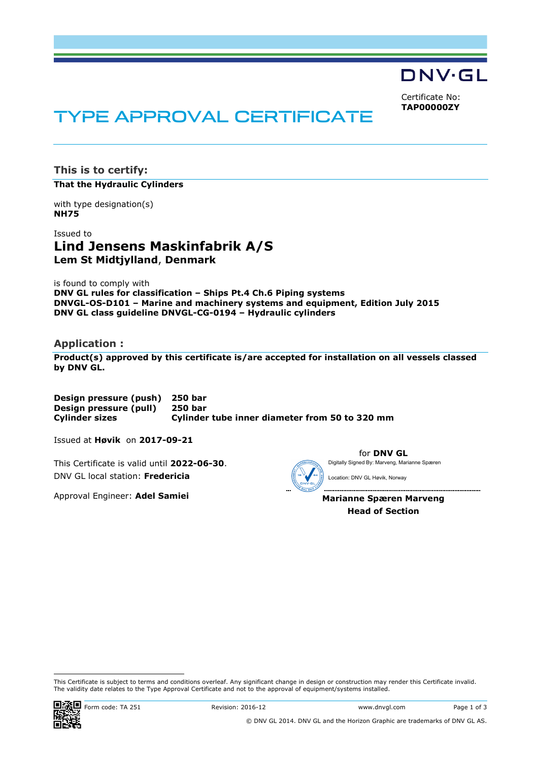DNV·GL

Certificate No:
**TAP00000ZY**

# TYPE APPROVAL CERTIFICATE

## This is to certify:

**That the Hydraulic Cylinders**

with type designation(s)
**NH75**

Issued to
## Lind Jensens Maskinfabrik A/S
**Lem St Midtjylland**, **Denmark**

is found to comply with
**DNV GL rules for classification – Ships Pt.4 Ch.6 Piping systems**
**DNVGL-OS-D101 – Marine and machinery systems and equipment, Edition July 2015**
**DNV GL class guideline DNVGL-CG-0194 – Hydraulic cylinders**

## Application :

**Product(s) approved by this certificate is/are accepted for installation on all vessels classed by DNV GL.**

| | |
|---|---|
| **Design pressure (push)** | **250 bar** |
| **Design pressure (pull)** | **250 bar** |
| **Cylinder sizes** | **Cylinder tube inner diameter from 50 to 320 mm** |

Issued at **Høvik** on **2017-09-21**

This Certificate is valid until **2022-06-30**.
DNV GL local station: **Fredericia**

Approval Engineer: **Adel Samiei**

for **DNV GL**
Digitally Signed By: Marveng, Marianne Spæren
Location: DNV GL Høvik, Norway

**Marianne Spæren Marveng**
**Head of Section**

This Certificate is subject to terms and conditions overleaf. Any significant change in design or construction may render this Certificate invalid. The validity date relates to the Type Approval Certificate and not to the approval of equipment/systems installed.

Form code: TA 251 Revision: 2016-12 www.dnvgl.com

© DNV GL 2014. DNV GL and the Horizon Graphic are trademarks of DNV GL AS.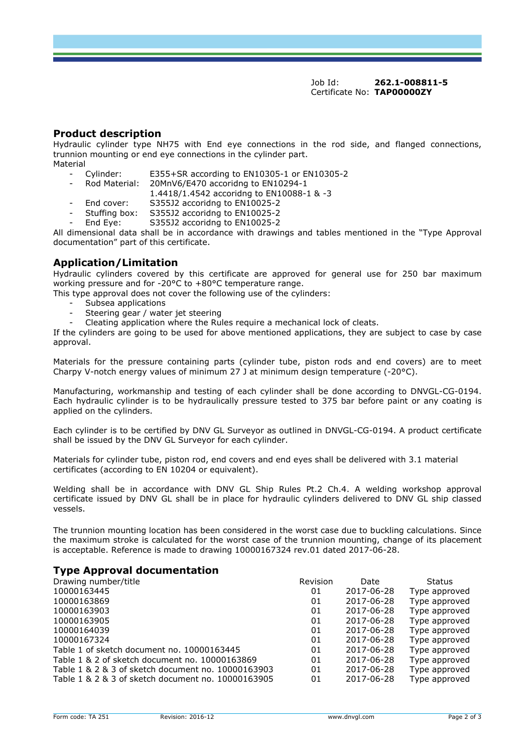Job Id: **262.1-008811-5**
Certificate No: **TAP00000ZY**

## Product description

Hydraulic cylinder type NH75 with End eye connections in the rod side, and flanged connections, trunnion mounting or end eye connections in the cylinder part.

Material

- Cylinder: E355+SR according to EN10305-1 or EN10305-2
- Rod Material: 20MnV6/E470 accoridng to EN10294-1
  1.4418/1.4542 accoridng to EN10088-1 & -3
- End cover: S355J2 accoridng to EN10025-2
- Stuffing box: S355J2 accoridng to EN10025-2
- End Eye: S355J2 accoridng to EN10025-2

All dimensional data shall be in accordance with drawings and tables mentioned in the "Type Approval documentation" part of this certificate.

## Application/Limitation

Hydraulic cylinders covered by this certificate are approved for general use for 250 bar maximum working pressure and for -20°C to +80°C temperature range.

This type approval does not cover the following use of the cylinders:

- Subsea applications
- Steering gear / water jet steering
- Cleating application where the Rules require a mechanical lock of cleats.

If the cylinders are going to be used for above mentioned applications, they are subject to case by case approval.

Materials for the pressure containing parts (cylinder tube, piston rods and end covers) are to meet Charpy V-notch energy values of minimum 27 J at minimum design temperature (-20°C).

Manufacturing, workmanship and testing of each cylinder shall be done according to DNVGL-CG-0194. Each hydraulic cylinder is to be hydraulically pressure tested to 375 bar before paint or any coating is applied on the cylinders.

Each cylinder is to be certified by DNV GL Surveyor as outlined in DNVGL-CG-0194. A product certificate shall be issued by the DNV GL Surveyor for each cylinder.

Materials for cylinder tube, piston rod, end covers and end eyes shall be delivered with 3.1 material certificates (according to EN 10204 or equivalent).

Welding shall be in accordance with DNV GL Ship Rules Pt.2 Ch.4. A welding workshop approval certificate issued by DNV GL shall be in place for hydraulic cylinders delivered to DNV GL ship classed vessels.

The trunnion mounting location has been considered in the worst case due to buckling calculations. Since the maximum stroke is calculated for the worst case of the trunnion mounting, change of its placement is acceptable. Reference is made to drawing 10000167324 rev.01 dated 2017-06-28.

## Type Approval documentation

| Drawing number/title | Revision | Date | Status |
|---|---|---|---|
| 10000163445 | 01 | 2017-06-28 | Type approved |
| 10000163869 | 01 | 2017-06-28 | Type approved |
| 10000163903 | 01 | 2017-06-28 | Type approved |
| 10000163905 | 01 | 2017-06-28 | Type approved |
| 10000164039 | 01 | 2017-06-28 | Type approved |
| 10000167324 | 01 | 2017-06-28 | Type approved |
| Table 1 of sketch document no. 10000163445 | 01 | 2017-06-28 | Type approved |
| Table 1 & 2 of sketch document no. 10000163869 | 01 | 2017-06-28 | Type approved |
| Table 1 & 2 & 3 of sketch document no. 10000163903 | 01 | 2017-06-28 | Type approved |
| Table 1 & 2 & 3 of sketch document no. 10000163905 | 01 | 2017-06-28 | Type approved |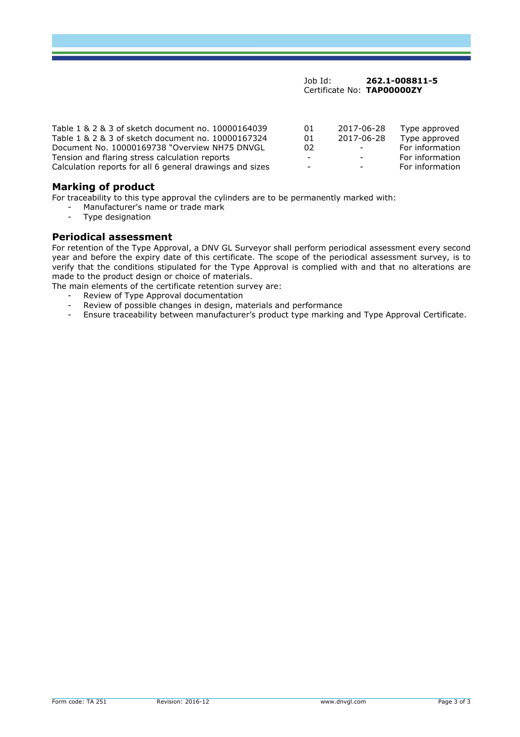Job Id: **262.1-008811-5**
Certificate No: **TAP00000ZY**

| | | | |
|---|---|---|---|
| Table 1 & 2 & 3 of sketch document no. 10000164039 | 01 | 2017-06-28 | Type approved |
| Table 1 & 2 & 3 of sketch document no. 10000167324 | 01 | 2017-06-28 | Type approved |
| Document No. 10000169738 "Overview NH75 DNVGL | 02 | - | For information |
| Tension and flaring stress calculation reports | - | - | For information |
| Calculation reports for all 6 general drawings and sizes | - | - | For information |

## Marking of product

For traceability to this type approval the cylinders are to be permanently marked with:

- Manufacturer's name or trade mark
- Type designation

## Periodical assessment

For retention of the Type Approval, a DNV GL Surveyor shall perform periodical assessment every second year and before the expiry date of this certificate. The scope of the periodical assessment survey, is to verify that the conditions stipulated for the Type Approval is complied with and that no alterations are made to the product design or choice of materials.

The main elements of the certificate retention survey are:

- Review of Type Approval documentation
- Review of possible changes in design, materials and performance
- Ensure traceability between manufacturer's product type marking and Type Approval Certificate.